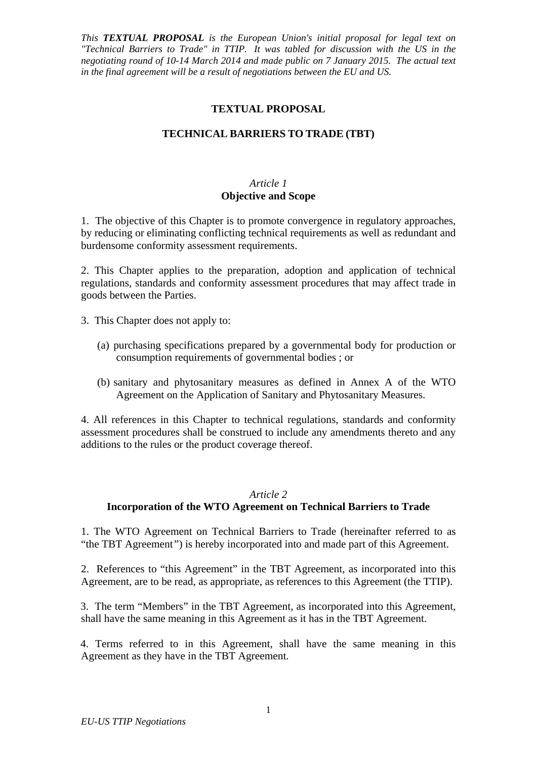*This **TEXTUAL PROPOSAL** is the European Union's initial proposal for legal text on "Technical Barriers to Trade" in TTIP. It was tabled for discussion with the US in the negotiating round of 10-14 March 2014 and made public on 7 January 2015. The actual text in the final agreement will be a result of negotiations between the EU and US.*

# TEXTUAL PROPOSAL

# TECHNICAL BARRIERS TO TRADE (TBT)

*Article 1*

## Objective and Scope

1. The objective of this Chapter is to promote convergence in regulatory approaches, by reducing or eliminating conflicting technical requirements as well as redundant and burdensome conformity assessment requirements.

2. This Chapter applies to the preparation, adoption and application of technical regulations, standards and conformity assessment procedures that may affect trade in goods between the Parties.

3. This Chapter does not apply to:

(a) purchasing specifications prepared by a governmental body for production or consumption requirements of governmental bodies ; or

(b) sanitary and phytosanitary measures as defined in Annex A of the WTO Agreement on the Application of Sanitary and Phytosanitary Measures.

4. All references in this Chapter to technical regulations, standards and conformity assessment procedures shall be construed to include any amendments thereto and any additions to the rules or the product coverage thereof.

*Article 2*

## Incorporation of the WTO Agreement on Technical Barriers to Trade

1. The WTO Agreement on Technical Barriers to Trade (hereinafter referred to as "the TBT Agreement") is hereby incorporated into and made part of this Agreement.

2. References to "this Agreement" in the TBT Agreement, as incorporated into this Agreement, are to be read, as appropriate, as references to this Agreement (the TTIP).

3. The term "Members" in the TBT Agreement, as incorporated into this Agreement, shall have the same meaning in this Agreement as it has in the TBT Agreement.

4. Terms referred to in this Agreement, shall have the same meaning in this Agreement as they have in the TBT Agreement.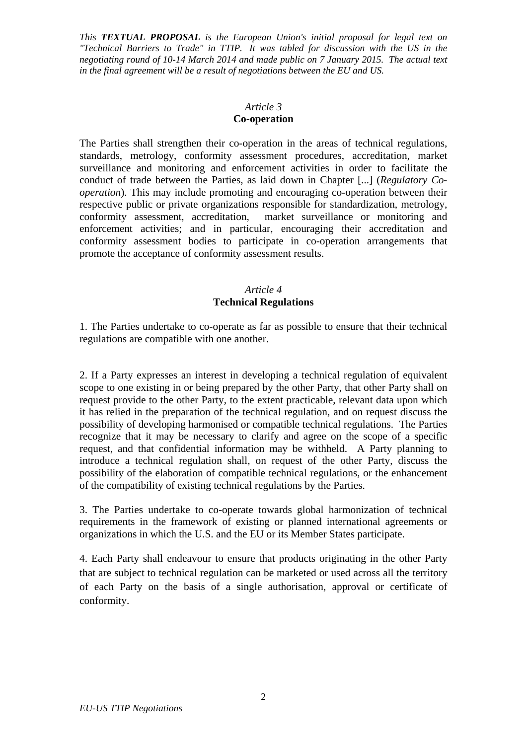*This **TEXTUAL PROPOSAL** is the European Union's initial proposal for legal text on "Technical Barriers to Trade" in TTIP. It was tabled for discussion with the US in the negotiating round of 10-14 March 2014 and made public on 7 January 2015. The actual text in the final agreement will be a result of negotiations between the EU and US.*

*Article 3*
**Co-operation**

The Parties shall strengthen their co-operation in the areas of technical regulations, standards, metrology, conformity assessment procedures, accreditation, market surveillance and monitoring and enforcement activities in order to facilitate the conduct of trade between the Parties, as laid down in Chapter [...] (*Regulatory Co-operation*). This may include promoting and encouraging co-operation between their respective public or private organizations responsible for standardization, metrology, conformity assessment, accreditation, market surveillance or monitoring and enforcement activities; and in particular, encouraging their accreditation and conformity assessment bodies to participate in co-operation arrangements that promote the acceptance of conformity assessment results.

*Article 4*
**Technical Regulations**

1. The Parties undertake to co-operate as far as possible to ensure that their technical regulations are compatible with one another.

2. If a Party expresses an interest in developing a technical regulation of equivalent scope to one existing in or being prepared by the other Party, that other Party shall on request provide to the other Party, to the extent practicable, relevant data upon which it has relied in the preparation of the technical regulation, and on request discuss the possibility of developing harmonised or compatible technical regulations. The Parties recognize that it may be necessary to clarify and agree on the scope of a specific request, and that confidential information may be withheld. A Party planning to introduce a technical regulation shall, on request of the other Party, discuss the possibility of the elaboration of compatible technical regulations, or the enhancement of the compatibility of existing technical regulations by the Parties.

3. The Parties undertake to co-operate towards global harmonization of technical requirements in the framework of existing or planned international agreements or organizations in which the U.S. and the EU or its Member States participate.

4. Each Party shall endeavour to ensure that products originating in the other Party that are subject to technical regulation can be marketed or used across all the territory of each Party on the basis of a single authorisation, approval or certificate of conformity.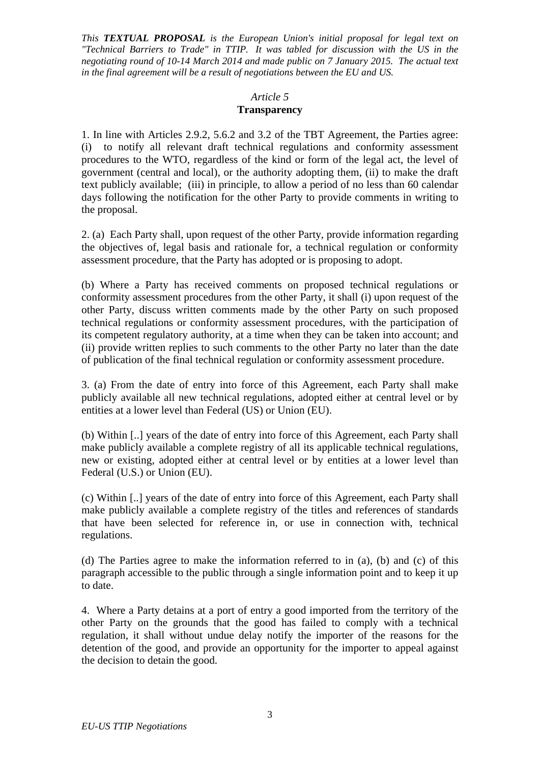*This **TEXTUAL PROPOSAL** is the European Union's initial proposal for legal text on "Technical Barriers to Trade" in TTIP. It was tabled for discussion with the US in the negotiating round of 10-14 March 2014 and made public on 7 January 2015. The actual text in the final agreement will be a result of negotiations between the EU and US.*

*Article 5*

**Transparency**

1. In line with Articles 2.9.2, 5.6.2 and 3.2 of the TBT Agreement, the Parties agree: (i) to notify all relevant draft technical regulations and conformity assessment procedures to the WTO, regardless of the kind or form of the legal act, the level of government (central and local), or the authority adopting them, (ii) to make the draft text publicly available; (iii) in principle, to allow a period of no less than 60 calendar days following the notification for the other Party to provide comments in writing to the proposal.

2. (a) Each Party shall, upon request of the other Party, provide information regarding the objectives of, legal basis and rationale for, a technical regulation or conformity assessment procedure, that the Party has adopted or is proposing to adopt.

(b) Where a Party has received comments on proposed technical regulations or conformity assessment procedures from the other Party, it shall (i) upon request of the other Party, discuss written comments made by the other Party on such proposed technical regulations or conformity assessment procedures, with the participation of its competent regulatory authority, at a time when they can be taken into account; and (ii) provide written replies to such comments to the other Party no later than the date of publication of the final technical regulation or conformity assessment procedure.

3. (a) From the date of entry into force of this Agreement, each Party shall make publicly available all new technical regulations, adopted either at central level or by entities at a lower level than Federal (US) or Union (EU).

(b) Within [..] years of the date of entry into force of this Agreement, each Party shall make publicly available a complete registry of all its applicable technical regulations, new or existing, adopted either at central level or by entities at a lower level than Federal (U.S.) or Union (EU).

(c) Within [..] years of the date of entry into force of this Agreement, each Party shall make publicly available a complete registry of the titles and references of standards that have been selected for reference in, or use in connection with, technical regulations.

(d) The Parties agree to make the information referred to in (a), (b) and (c) of this paragraph accessible to the public through a single information point and to keep it up to date.

4. Where a Party detains at a port of entry a good imported from the territory of the other Party on the grounds that the good has failed to comply with a technical regulation, it shall without undue delay notify the importer of the reasons for the detention of the good, and provide an opportunity for the importer to appeal against the decision to detain the good.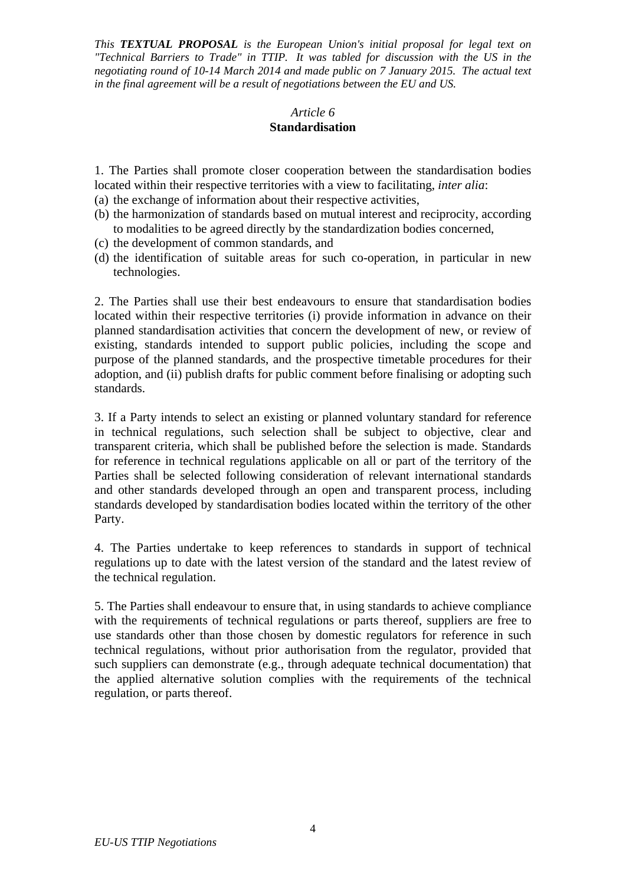*This **TEXTUAL PROPOSAL** is the European Union's initial proposal for legal text on "Technical Barriers to Trade" in TTIP. It was tabled for discussion with the US in the negotiating round of 10-14 March 2014 and made public on 7 January 2015. The actual text in the final agreement will be a result of negotiations between the EU and US.*

*Article 6*
**Standardisation**

1. The Parties shall promote closer cooperation between the standardisation bodies located within their respective territories with a view to facilitating, *inter alia*:
(a) the exchange of information about their respective activities,
(b) the harmonization of standards based on mutual interest and reciprocity, according to modalities to be agreed directly by the standardization bodies concerned,
(c) the development of common standards, and
(d) the identification of suitable areas for such co-operation, in particular in new technologies.

2. The Parties shall use their best endeavours to ensure that standardisation bodies located within their respective territories (i) provide information in advance on their planned standardisation activities that concern the development of new, or review of existing, standards intended to support public policies, including the scope and purpose of the planned standards, and the prospective timetable procedures for their adoption, and (ii) publish drafts for public comment before finalising or adopting such standards.

3. If a Party intends to select an existing or planned voluntary standard for reference in technical regulations, such selection shall be subject to objective, clear and transparent criteria, which shall be published before the selection is made. Standards for reference in technical regulations applicable on all or part of the territory of the Parties shall be selected following consideration of relevant international standards and other standards developed through an open and transparent process, including standards developed by standardisation bodies located within the territory of the other Party.

4. The Parties undertake to keep references to standards in support of technical regulations up to date with the latest version of the standard and the latest review of the technical regulation.

5. The Parties shall endeavour to ensure that, in using standards to achieve compliance with the requirements of technical regulations or parts thereof, suppliers are free to use standards other than those chosen by domestic regulators for reference in such technical regulations, without prior authorisation from the regulator, provided that such suppliers can demonstrate (e.g., through adequate technical documentation) that the applied alternative solution complies with the requirements of the technical regulation, or parts thereof.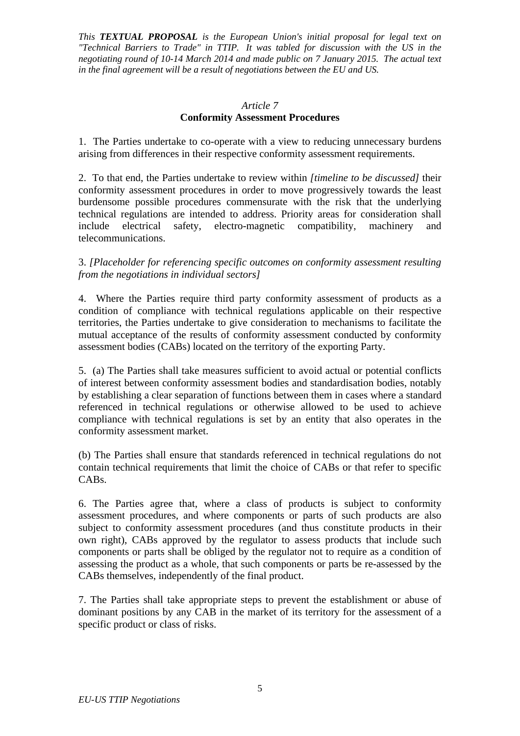*This **TEXTUAL PROPOSAL** is the European Union's initial proposal for legal text on "Technical Barriers to Trade" in TTIP. It was tabled for discussion with the US in the negotiating round of 10-14 March 2014 and made public on 7 January 2015. The actual text in the final agreement will be a result of negotiations between the EU and US.*

*Article 7*

**Conformity Assessment Procedures**

1. The Parties undertake to co-operate with a view to reducing unnecessary burdens arising from differences in their respective conformity assessment requirements.

2. To that end, the Parties undertake to review within *[timeline to be discussed]* their conformity assessment procedures in order to move progressively towards the least burdensome possible procedures commensurate with the risk that the underlying technical regulations are intended to address. Priority areas for consideration shall include electrical safety, electro-magnetic compatibility, machinery and telecommunications.

3. *[Placeholder for referencing specific outcomes on conformity assessment resulting from the negotiations in individual sectors]*

4. Where the Parties require third party conformity assessment of products as a condition of compliance with technical regulations applicable on their respective territories, the Parties undertake to give consideration to mechanisms to facilitate the mutual acceptance of the results of conformity assessment conducted by conformity assessment bodies (CABs) located on the territory of the exporting Party.

5. (a) The Parties shall take measures sufficient to avoid actual or potential conflicts of interest between conformity assessment bodies and standardisation bodies, notably by establishing a clear separation of functions between them in cases where a standard referenced in technical regulations or otherwise allowed to be used to achieve compliance with technical regulations is set by an entity that also operates in the conformity assessment market.

(b) The Parties shall ensure that standards referenced in technical regulations do not contain technical requirements that limit the choice of CABs or that refer to specific CABs.

6. The Parties agree that, where a class of products is subject to conformity assessment procedures, and where components or parts of such products are also subject to conformity assessment procedures (and thus constitute products in their own right), CABs approved by the regulator to assess products that include such components or parts shall be obliged by the regulator not to require as a condition of assessing the product as a whole, that such components or parts be re-assessed by the CABs themselves, independently of the final product.

7. The Parties shall take appropriate steps to prevent the establishment or abuse of dominant positions by any CAB in the market of its territory for the assessment of a specific product or class of risks.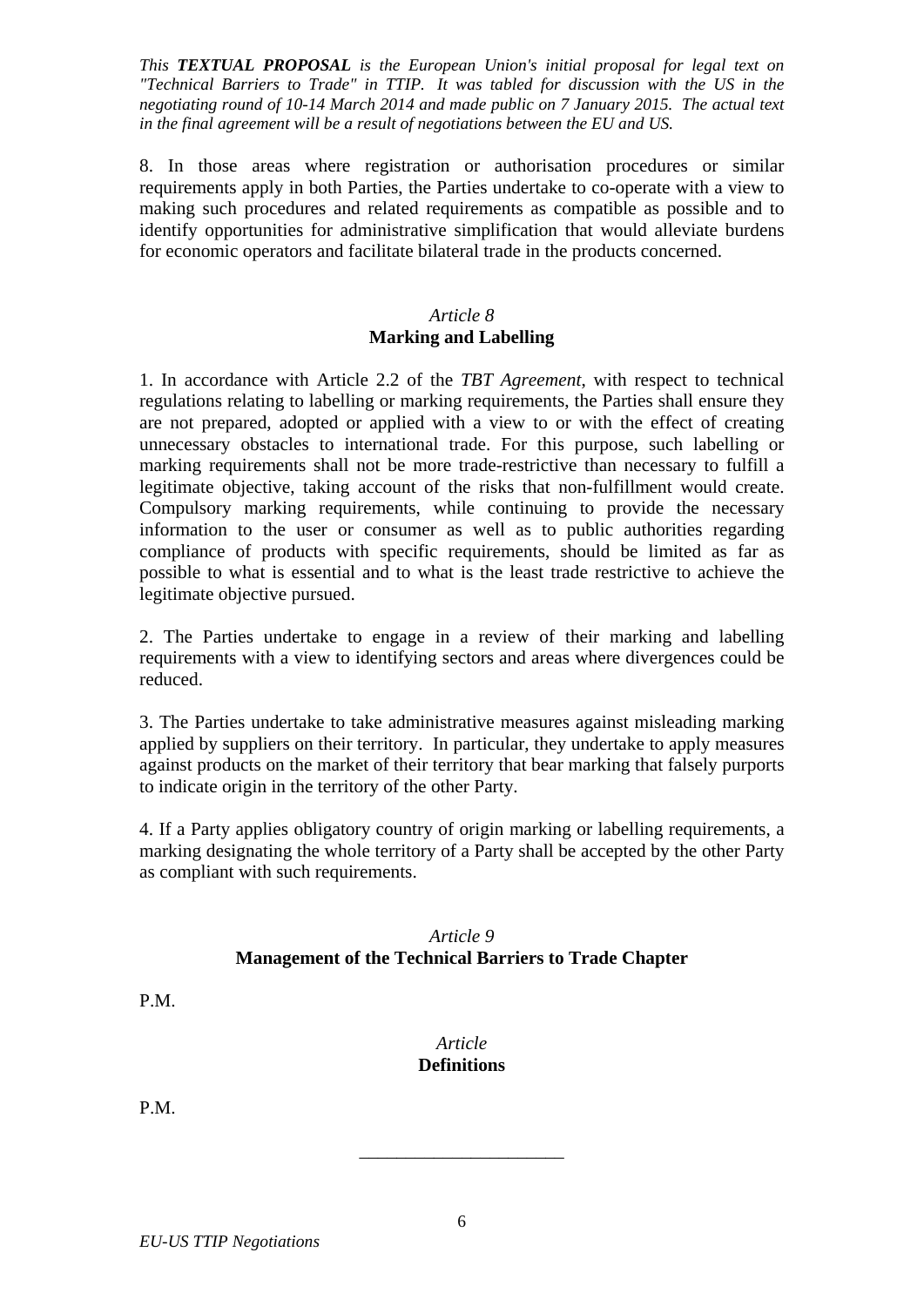*This **TEXTUAL PROPOSAL** is the European Union's initial proposal for legal text on "Technical Barriers to Trade" in TTIP. It was tabled for discussion with the US in the negotiating round of 10-14 March 2014 and made public on 7 January 2015. The actual text in the final agreement will be a result of negotiations between the EU and US.*

8. In those areas where registration or authorisation procedures or similar requirements apply in both Parties, the Parties undertake to co-operate with a view to making such procedures and related requirements as compatible as possible and to identify opportunities for administrative simplification that would alleviate burdens for economic operators and facilitate bilateral trade in the products concerned.

### *Article 8*
### **Marking and Labelling**

1. In accordance with Article 2.2 of the *TBT Agreement*, with respect to technical regulations relating to labelling or marking requirements, the Parties shall ensure they are not prepared, adopted or applied with a view to or with the effect of creating unnecessary obstacles to international trade. For this purpose, such labelling or marking requirements shall not be more trade-restrictive than necessary to fulfill a legitimate objective, taking account of the risks that non-fulfillment would create. Compulsory marking requirements, while continuing to provide the necessary information to the user or consumer as well as to public authorities regarding compliance of products with specific requirements, should be limited as far as possible to what is essential and to what is the least trade restrictive to achieve the legitimate objective pursued.

2. The Parties undertake to engage in a review of their marking and labelling requirements with a view to identifying sectors and areas where divergences could be reduced.

3. The Parties undertake to take administrative measures against misleading marking applied by suppliers on their territory. In particular, they undertake to apply measures against products on the market of their territory that bear marking that falsely purports to indicate origin in the territory of the other Party.

4. If a Party applies obligatory country of origin marking or labelling requirements, a marking designating the whole territory of a Party shall be accepted by the other Party as compliant with such requirements.

### *Article 9*
### **Management of the Technical Barriers to Trade Chapter**

P.M.

### *Article*
### **Definitions**

P.M.

______________________